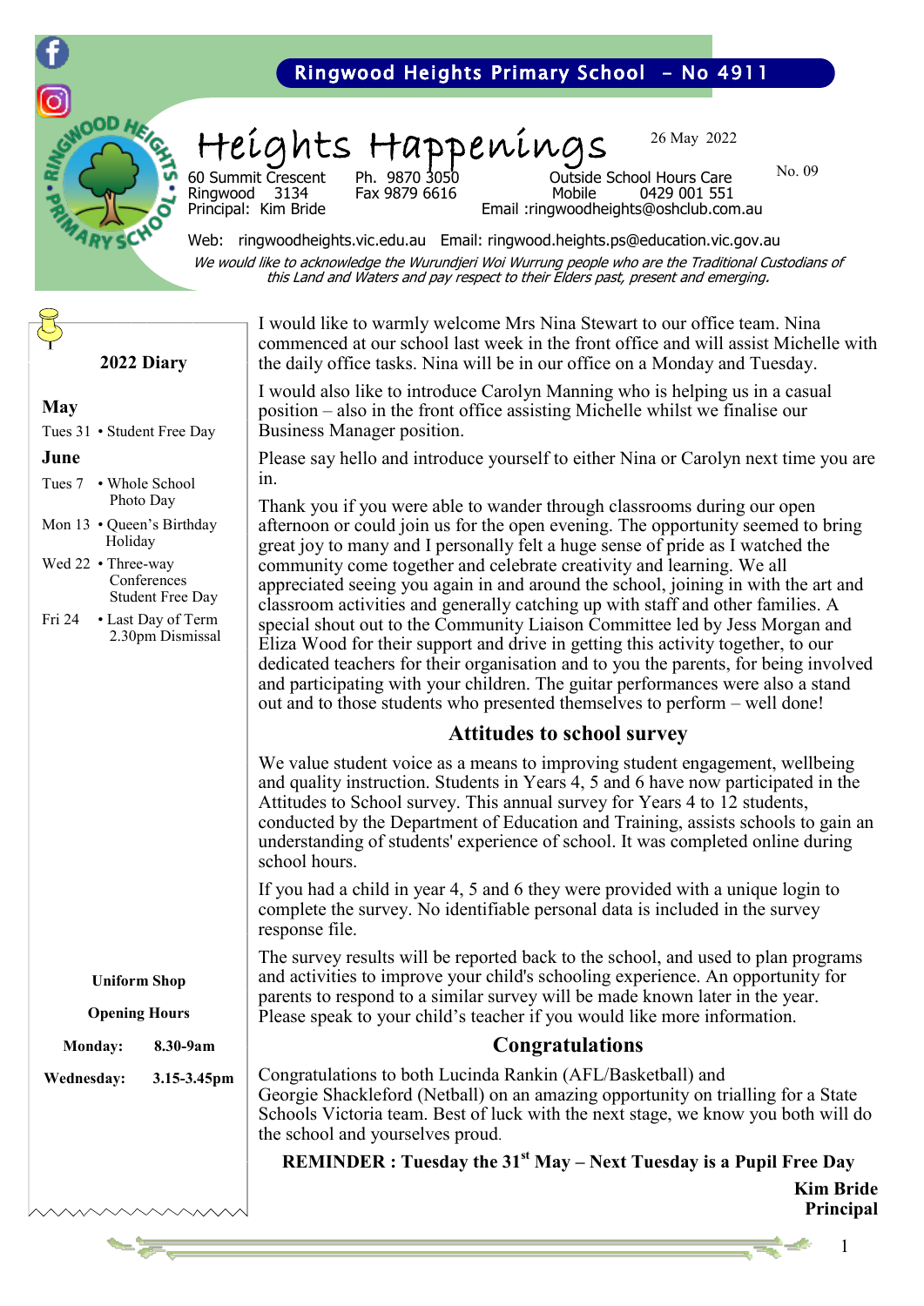Ringwood Heights Primary School – No 4911

# Heights Happenings

26 May 2022

No. 09

60 Summit Crescent
Ringwood 3134
Principal: Kim Bride

Ph. 9870 3050
Fax 9879 6616

Outside School Hours Care
Mobile 0429 001 551
Email :ringwoodheights@oshclub.com.au

Web: ringwoodheights.vic.edu.au Email: ringwood.heights.ps@education.vic.gov.au

*We would like to acknowledge the Wurundjeri Woi Wurrung people who are the Traditional Custodians of this Land and Waters and pay respect to their Elders past, present and emerging.*

I would like to warmly welcome Mrs Nina Stewart to our office team. Nina commenced at our school last week in the front office and will assist Michelle with the daily office tasks. Nina will be in our office on a Monday and Tuesday.

I would also like to introduce Carolyn Manning who is helping us in a casual position – also in the front office assisting Michelle whilst we finalise our Business Manager position.

Please say hello and introduce yourself to either Nina or Carolyn next time you are in.

Thank you if you were able to wander through classrooms during our open afternoon or could join us for the open evening. The opportunity seemed to bring great joy to many and I personally felt a huge sense of pride as I watched the community come together and celebrate creativity and learning. We all appreciated seeing you again in and around the school, joining in with the art and classroom activities and generally catching up with staff and other families. A special shout out to the Community Liaison Committee led by Jess Morgan and Eliza Wood for their support and drive in getting this activity together, to our dedicated teachers for their organisation and to you the parents, for being involved and participating with your children. The guitar performances were also a stand out and to those students who presented themselves to perform – well done!

## Attitudes to school survey

We value student voice as a means to improving student engagement, wellbeing and quality instruction. Students in Years 4, 5 and 6 have now participated in the Attitudes to School survey. This annual survey for Years 4 to 12 students, conducted by the Department of Education and Training, assists schools to gain an understanding of students' experience of school. It was completed online during school hours.

If you had a child in year 4, 5 and 6 they were provided with a unique login to complete the survey. No identifiable personal data is included in the survey response file.

The survey results will be reported back to the school, and used to plan programs and activities to improve your child's schooling experience. An opportunity for parents to respond to a similar survey will be made known later in the year. Please speak to your child's teacher if you would like more information.

## Congratulations

Congratulations to both Lucinda Rankin (AFL/Basketball) and Georgie Shackleford (Netball) on an amazing opportunity on trialling for a State Schools Victoria team. Best of luck with the next stage, we know you both will do the school and yourselves proud.

**REMINDER : Tuesday the 31st May – Next Tuesday is a Pupil Free Day**

**Kim Bride**
**Principal**

### 2022 Diary

**May**

- Tues 31 • Student Free Day

**June**

- Tues 7 • Whole School Photo Day
- Mon 13 • Queen's Birthday Holiday
- Wed 22 • Three-way Conferences Student Free Day
- Fri 24 • Last Day of Term 2.30pm Dismissal

**Uniform Shop**

**Opening Hours**

| | |
|---|---|
| **Monday:** | **8.30-9am** |
| **Wednesday:** | **3.15-3.45pm** |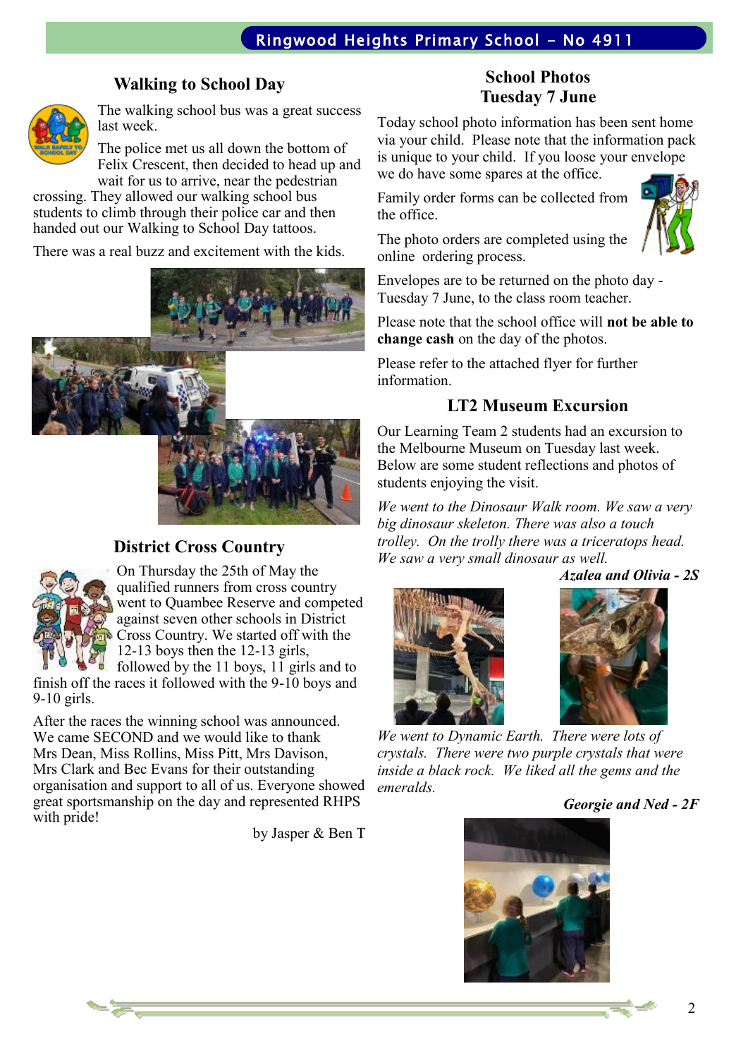## Walking to School Day

The walking school bus was a great success last week.

The police met us all down the bottom of Felix Crescent, then decided to head up and wait for us to arrive, near the pedestrian crossing. They allowed our walking school bus students to climb through their police car and then handed out our Walking to School Day tattoos.

There was a real buzz and excitement with the kids.

## District Cross Country

On Thursday the 25th of May the qualified runners from cross country went to Quambee Reserve and competed against seven other schools in District Cross Country. We started off with the 12-13 boys then the 12-13 girls, followed by the 11 boys, 11 girls and to finish off the races it followed with the 9-10 boys and 9-10 girls.

After the races the winning school was announced. We came SECOND and we would like to thank Mrs Dean, Miss Rollins, Miss Pitt, Mrs Davison, Mrs Clark and Bec Evans for their outstanding organisation and support to all of us. Everyone showed great sportsmanship on the day and represented RHPS with pride!

by Jasper & Ben T

## School Photos Tuesday 7 June

Today school photo information has been sent home via your child. Please note that the information pack is unique to your child. If you loose your envelope we do have some spares at the office.

Family order forms can be collected from the office.

The photo orders are completed using the online ordering process.

Envelopes are to be returned on the photo day - Tuesday 7 June, to the class room teacher.

Please note that the school office will **not be able to change cash** on the day of the photos.

Please refer to the attached flyer for further information.

## LT2 Museum Excursion

Our Learning Team 2 students had an excursion to the Melbourne Museum on Tuesday last week. Below are some student reflections and photos of students enjoying the visit.

*We went to the Dinosaur Walk room. We saw a very big dinosaur skeleton. There was also a touch trolley. On the trolly there was a triceratops head. We saw a very small dinosaur as well.*

***Azalea and Olivia - 2S***

*We went to Dynamic Earth. There were lots of crystals. There were two purple crystals that were inside a black rock. We liked all the gems and the emeralds.*

***Georgie and Ned - 2F***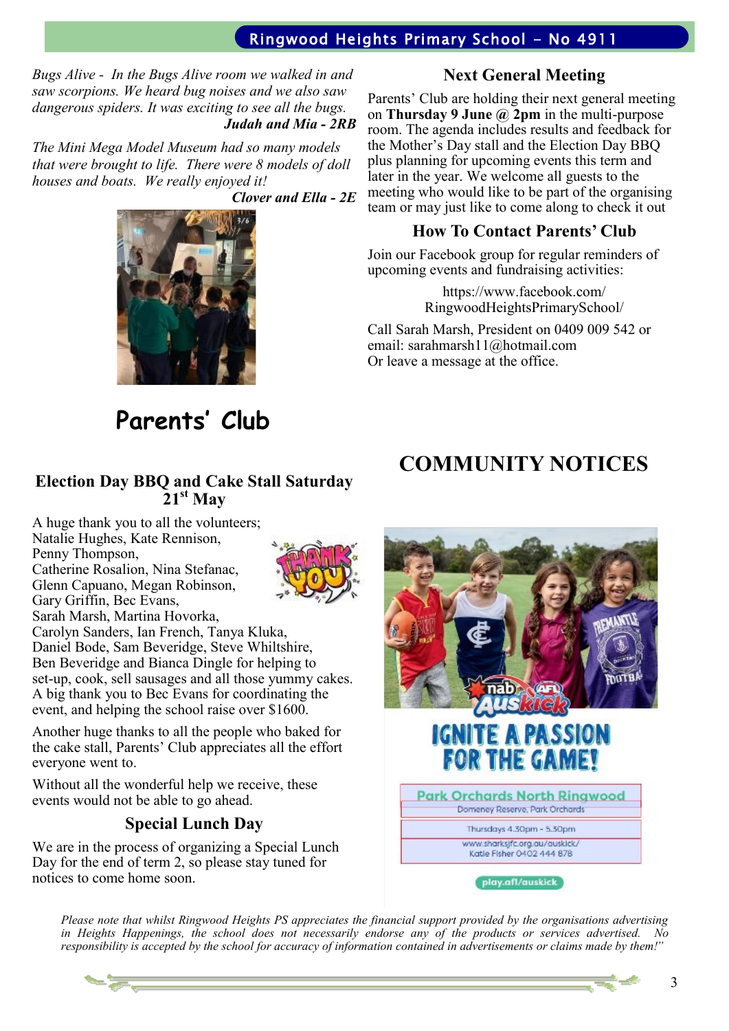*Bugs Alive - In the Bugs Alive room we walked in and saw scorpions. We heard bug noises and we also saw dangerous spiders. It was exciting to see all the bugs.*

***Judah and Mia - 2RB***

*The Mini Mega Model Museum had so many models that were brought to life. There were 8 models of doll houses and boats. We really enjoyed it!*

***Clover and Ella - 2E***

# Parents' Club

### Election Day BBQ and Cake Stall Saturday 21st May

A huge thank you to all the volunteers; Natalie Hughes, Kate Rennison, Penny Thompson, Catherine Rosalion, Nina Stefanac, Glenn Capuano, Megan Robinson, Gary Griffin, Bec Evans, Sarah Marsh, Martina Hovorka, Carolyn Sanders, Ian French, Tanya Kluka, Daniel Bode, Sam Beveridge, Steve Whiltshire, Ben Beveridge and Bianca Dingle for helping to set-up, cook, sell sausages and all those yummy cakes. A big thank you to Bec Evans for coordinating the event, and helping the school raise over $1600.

Another huge thanks to all the people who baked for the cake stall, Parents' Club appreciates all the effort everyone went to.

Without all the wonderful help we receive, these events would not be able to go ahead.

### Special Lunch Day

We are in the process of organizing a Special Lunch Day for the end of term 2, so please stay tuned for notices to come home soon.

### Next General Meeting

Parents' Club are holding their next general meeting on **Thursday 9 June @ 2pm** in the multi-purpose room. The agenda includes results and feedback for the Mother's Day stall and the Election Day BBQ plus planning for upcoming events this term and later in the year. We welcome all guests to the meeting who would like to be part of the organising team or may just like to come along to check it out

### How To Contact Parents' Club

Join our Facebook group for regular reminders of upcoming events and fundraising activities:

https://www.facebook.com/RingwoodHeightsPrimarySchool/

Call Sarah Marsh, President on 0409 009 542 or email: sarahmarsh11@hotmail.com
Or leave a message at the office.

# COMMUNITY NOTICES

nab AFL Auskick

IGNITE A PASSION FOR THE GAME!

Park Orchards North Ringwood
Domeney Reserve, Park Orchards

Thursdays 4.30pm - 5.30pm

www.sharksjfc.org.au/auskick/
Katie Fisher 0402 444 878

play.afl/auskick

*Please note that whilst Ringwood Heights PS appreciates the financial support provided by the organisations advertising in Heights Happenings, the school does not necessarily endorse any of the products or services advertised. No responsibility is accepted by the school for accuracy of information contained in advertisements or claims made by them!"*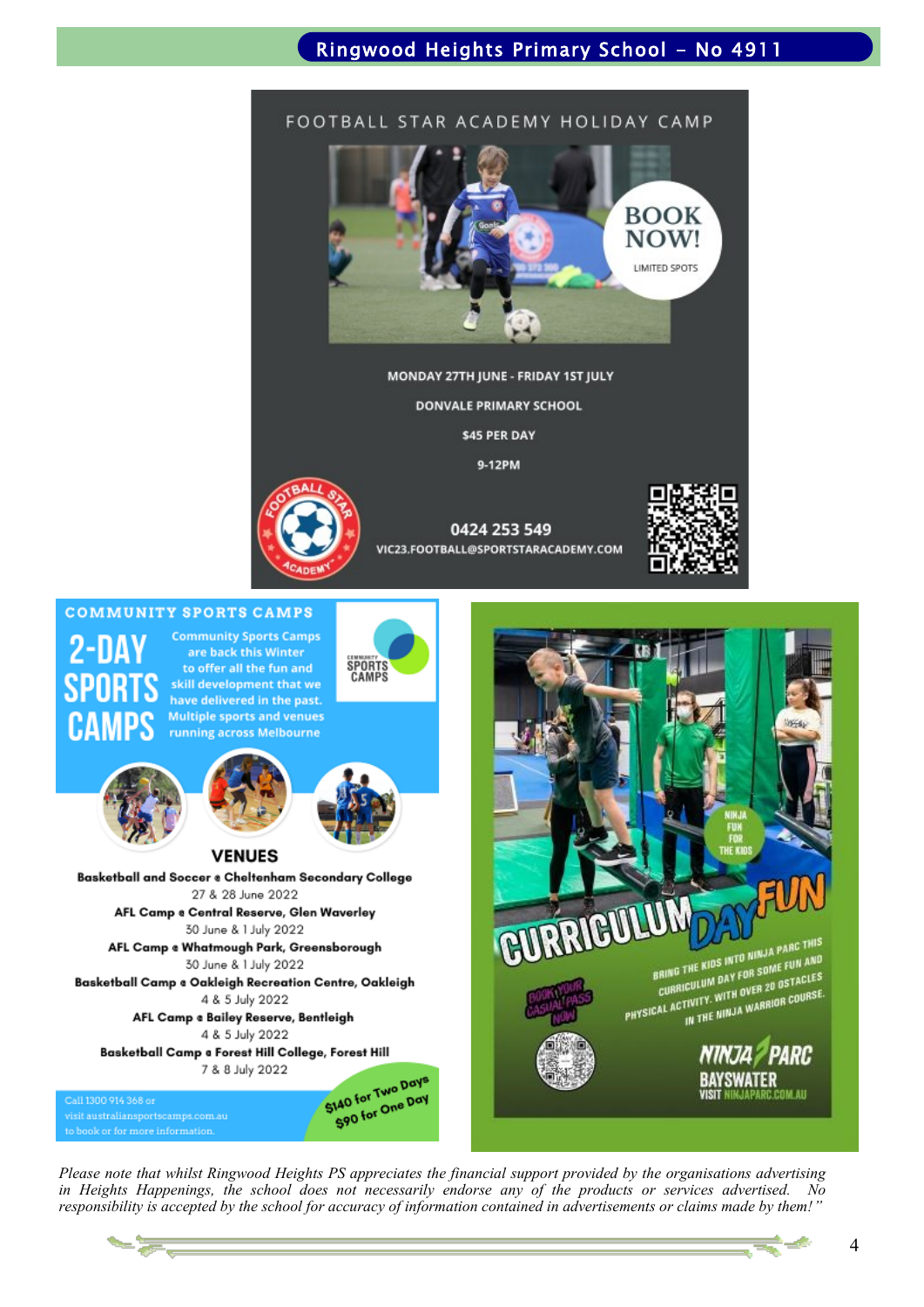# FOOTBALL STAR ACADEMY HOLIDAY CAMP

**BOOK NOW!**
LIMITED SPOTS

MONDAY 27TH JUNE - FRIDAY 1ST JULY

DONVALE PRIMARY SCHOOL

$45 PER DAY

9-12PM

FOOTBALL STAR ACADEMY

0424 253 549

VIC23.FOOTBALL@SPORTSTARACADEMY.COM

## COMMUNITY SPORTS CAMPS

# 2-DAY SPORTS CAMPS

Community Sports Camps are back this Winter to offer all the fun and skill development that we have delivered in the past. Multiple sports and venues running across Melbourne

COMMUNITY SPORTS CAMPS

### VENUES

**Basketball and Soccer • Cheltenham Secondary College**
27 & 28 June 2022

**AFL Camp • Central Reserve, Glen Waverley**
30 June & 1 July 2022

**AFL Camp • Whatmough Park, Greensborough**
30 June & 1 July 2022

**Basketball Camp • Oakleigh Recreation Centre, Oakleigh**
4 & 5 July 2022

**AFL Camp • Bailey Reserve, Bentleigh**
4 & 5 July 2022

**Basketball Camp • Forest Hill College, Forest Hill**
7 & 8 July 2022

Call 1300 914 368 or visit australiansportscamps.com.au to book or for more information.

$140 for Two Days
$90 for One Day

NINJA FUN FOR THE KIDS

# CURRICULUM DAY FUN

BRING THE KIDS INTO NINJA PARC THIS CURRICULUM DAY FOR SOME FUN AND PHYSICAL ACTIVITY. WITH OVER 20 OSTACLES IN THE NINJA WARRIOR COURSE.

BOOK YOUR CASUAL PASS NOW

NINJA PARC BAYSWATER
VISIT NINJAPARC.COM.AU

*Please note that whilst Ringwood Heights PS appreciates the financial support provided by the organisations advertising in Heights Happenings, the school does not necessarily endorse any of the products or services advertised. No responsibility is accepted by the school for accuracy of information contained in advertisements or claims made by them!"*